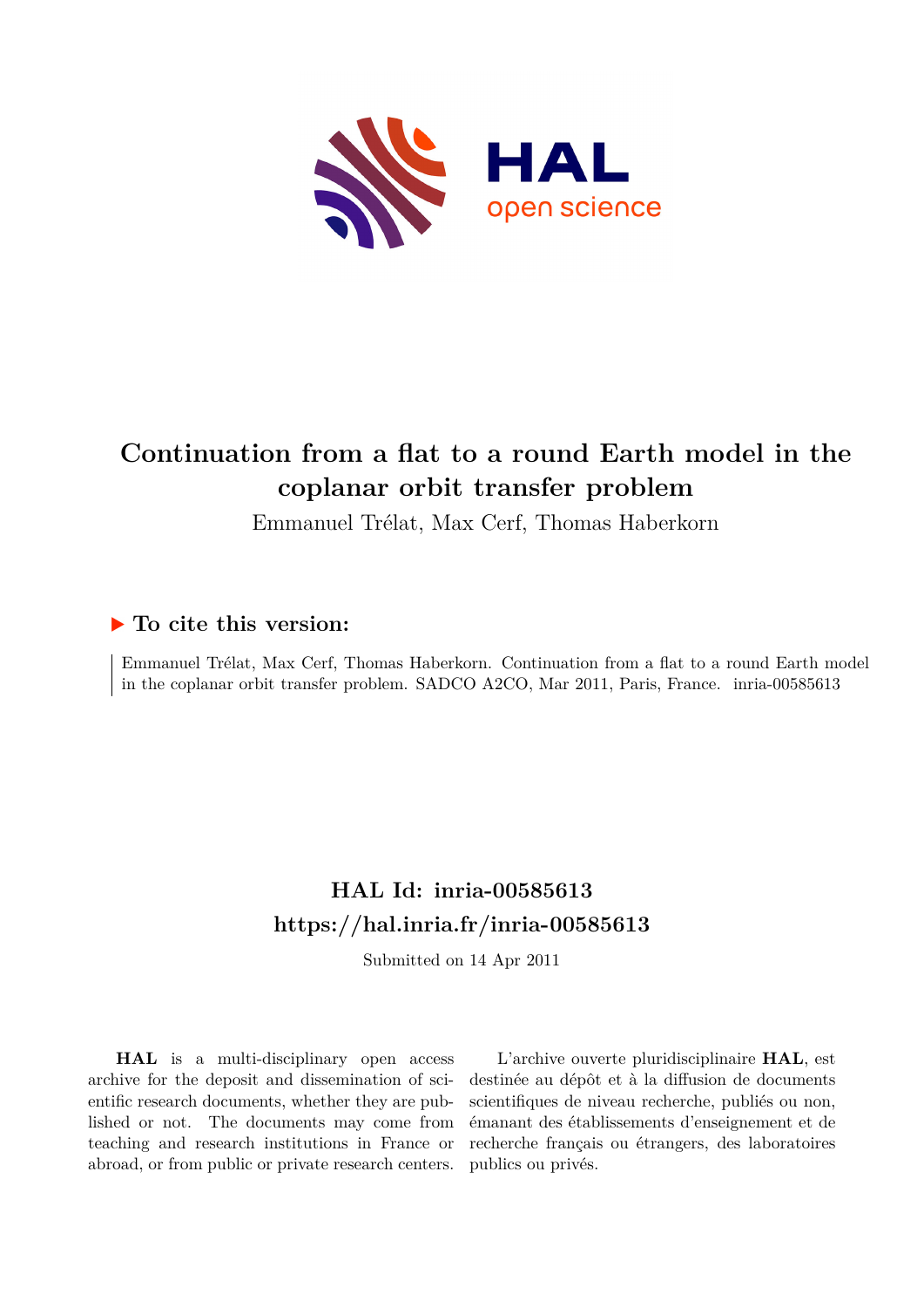# Continuation from a flat to a round Earth model in the coplanar orbit transfer problem

Emmanuel Trélat, Max Cerf, Thomas Haberkorn

## ▶ To cite this version:

Emmanuel Trélat, Max Cerf, Thomas Haberkorn. Continuation from a flat to a round Earth model in the coplanar orbit transfer problem. SADCO A2CO, Mar 2011, Paris, France. inria-00585613

## HAL Id: inria-00585613

## https://hal.inria.fr/inria-00585613

Submitted on 14 Apr 2011

**HAL** is a multi-disciplinary open access archive for the deposit and dissemination of scientific research documents, whether they are published or not. The documents may come from teaching and research institutions in France or abroad, or from public or private research centers.

L'archive ouverte pluridisciplinaire **HAL**, est destinée au dépôt et à la diffusion de documents scientifiques de niveau recherche, publiés ou non, émanant des établissements d'enseignement et de recherche français ou étrangers, des laboratoires publics ou privés.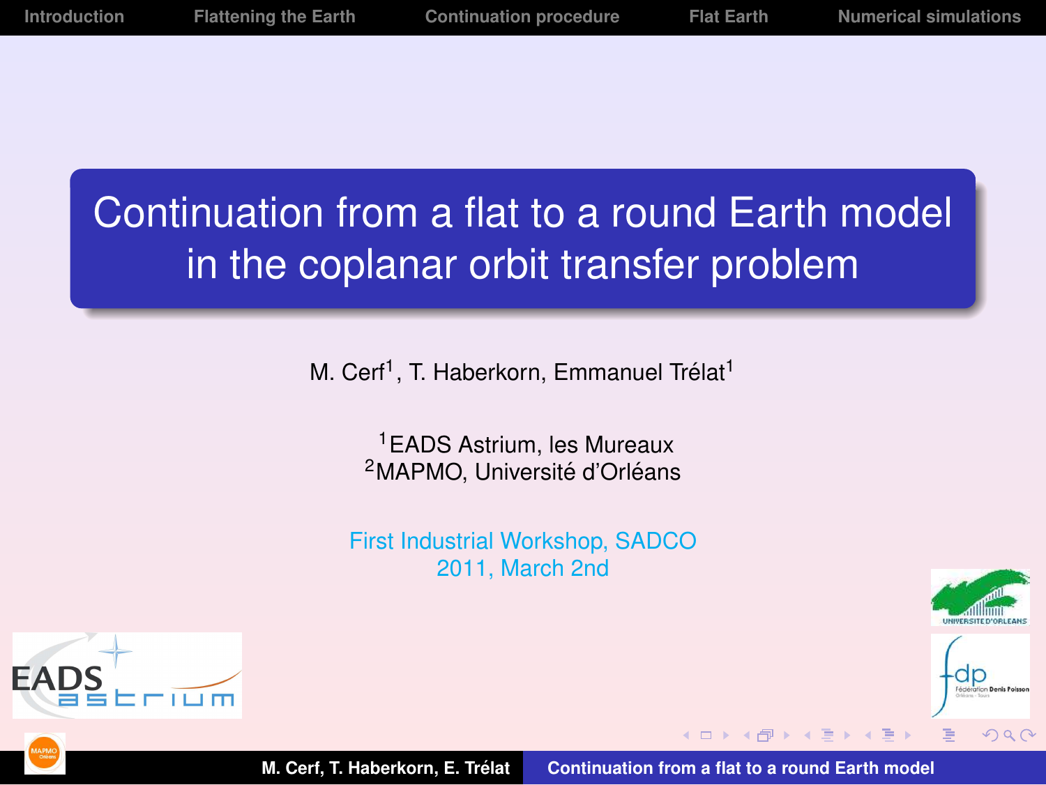# Continuation from a flat to a round Earth model in the coplanar orbit transfer problem

M. Cerf[1], T. Haberkorn, Emmanuel Trélat[1]

[1]EADS Astrium, les Mureaux
[2]MAPMO, Université d'Orléans

First Industrial Workshop, SADCO
2011, March 2nd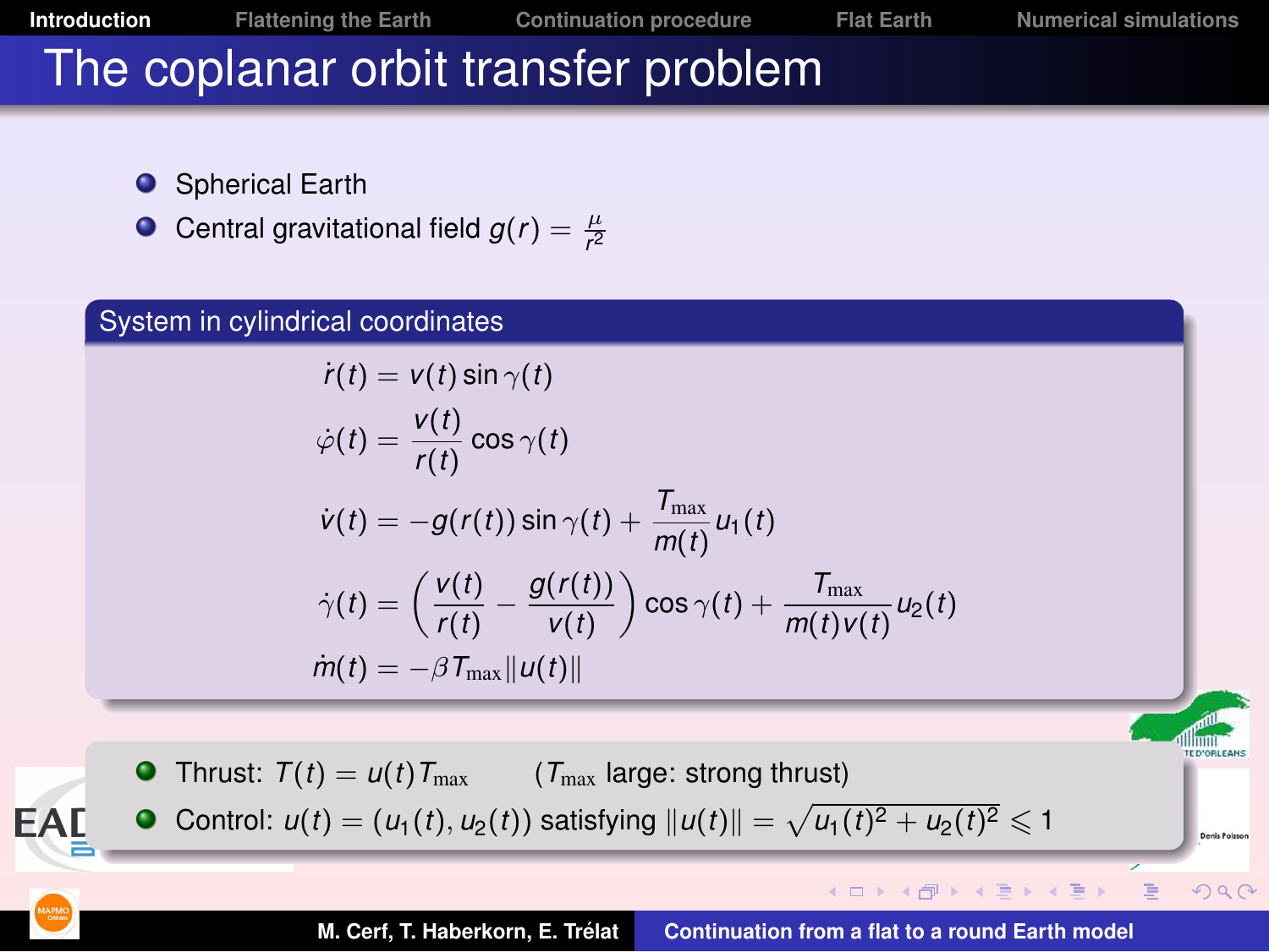# The coplanar orbit transfer problem

- Spherical Earth
- Central gravitational field $g(r) = \frac{\mu}{r^2}$

## System in cylindrical coordinates

$$
\begin{aligned}
\dot{r}(t) &= v(t)\sin\gamma(t) \\
\dot{\varphi}(t) &= \frac{v(t)}{r(t)}\cos\gamma(t) \\
\dot{v}(t) &= -g(r(t))\sin\gamma(t) + \frac{T_{\max}}{m(t)}u_1(t) \\
\dot{\gamma}(t) &= \left(\frac{v(t)}{r(t)} - \frac{g(r(t))}{v(t)}\right)\cos\gamma(t) + \frac{T_{\max}}{m(t)v(t)}u_2(t) \\
\dot{m}(t) &= -\beta T_{\max}\|u(t)\|
\end{aligned}
$$

- Thrust: $T(t) = u(t)T_{\max}$ ($T_{\max}$ large: strong thrust)
- Control: $u(t) = (u_1(t), u_2(t))$ satisfying $\|u(t)\| = \sqrt{u_1(t)^2 + u_2(t)^2} \leqslant 1$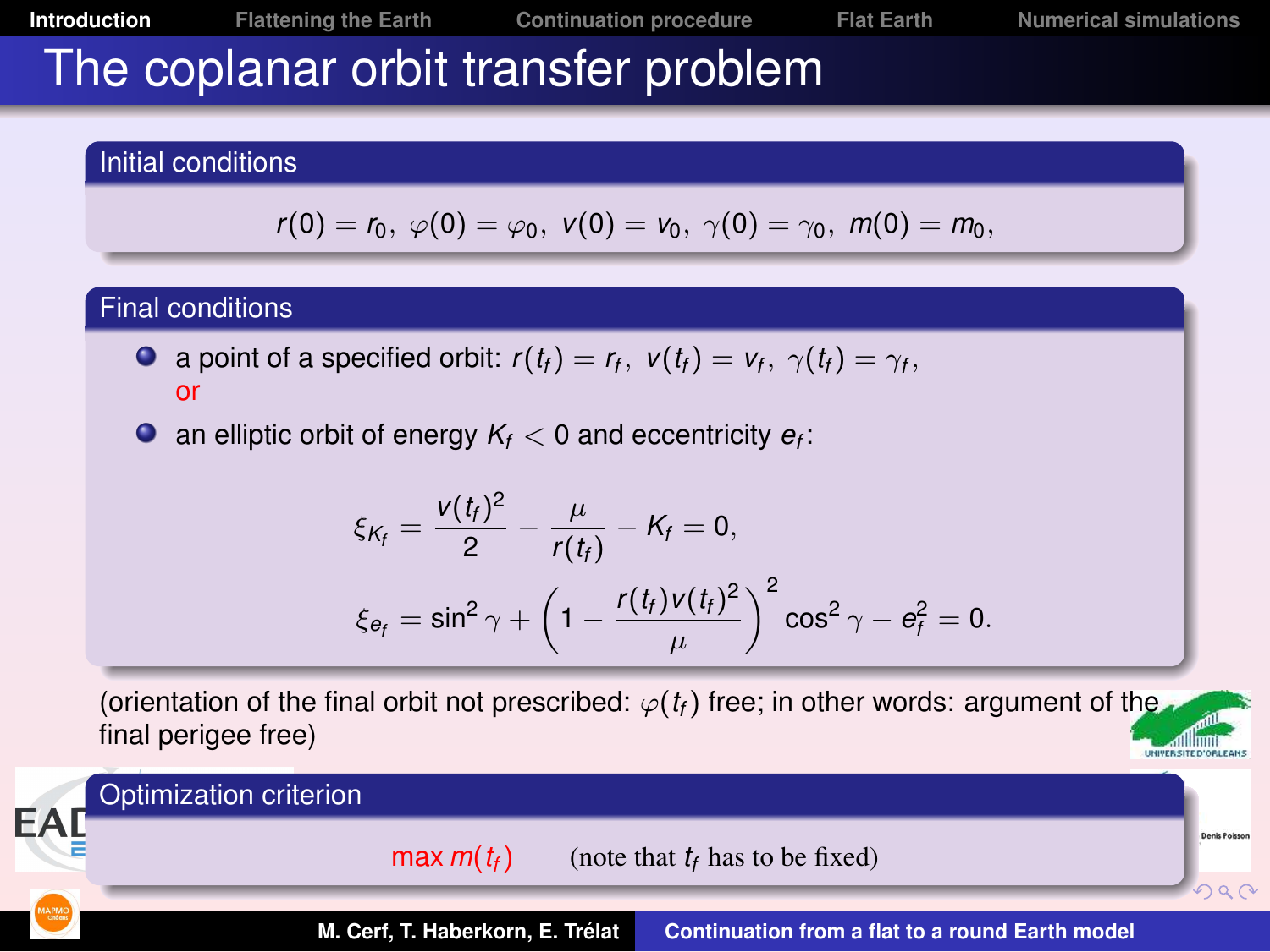# The coplanar orbit transfer problem

## Initial conditions

$$r(0) = r_0,\ \varphi(0) = \varphi_0,\ v(0) = v_0,\ \gamma(0) = \gamma_0,\ m(0) = m_0,$$

## Final conditions

- a point of a specified orbit: $r(t_f) = r_f,\ v(t_f) = v_f,\ \gamma(t_f) = \gamma_f,$
  or
- an elliptic orbit of energy $K_f < 0$ and eccentricity $e_f$:

$$\xi_{K_f} = \frac{v(t_f)^2}{2} - \frac{\mu}{r(t_f)} - K_f = 0,$$

$$\xi_{e_f} = \sin^2\gamma + \left(1 - \frac{r(t_f)v(t_f)^2}{\mu}\right)^2 \cos^2\gamma - e_f^2 = 0.$$

(orientation of the final orbit not prescribed: $\varphi(t_f)$ free; in other words: argument of the final perigee free)

## Optimization criterion

$\max m(t_f)$ (note that $t_f$ has to be fixed)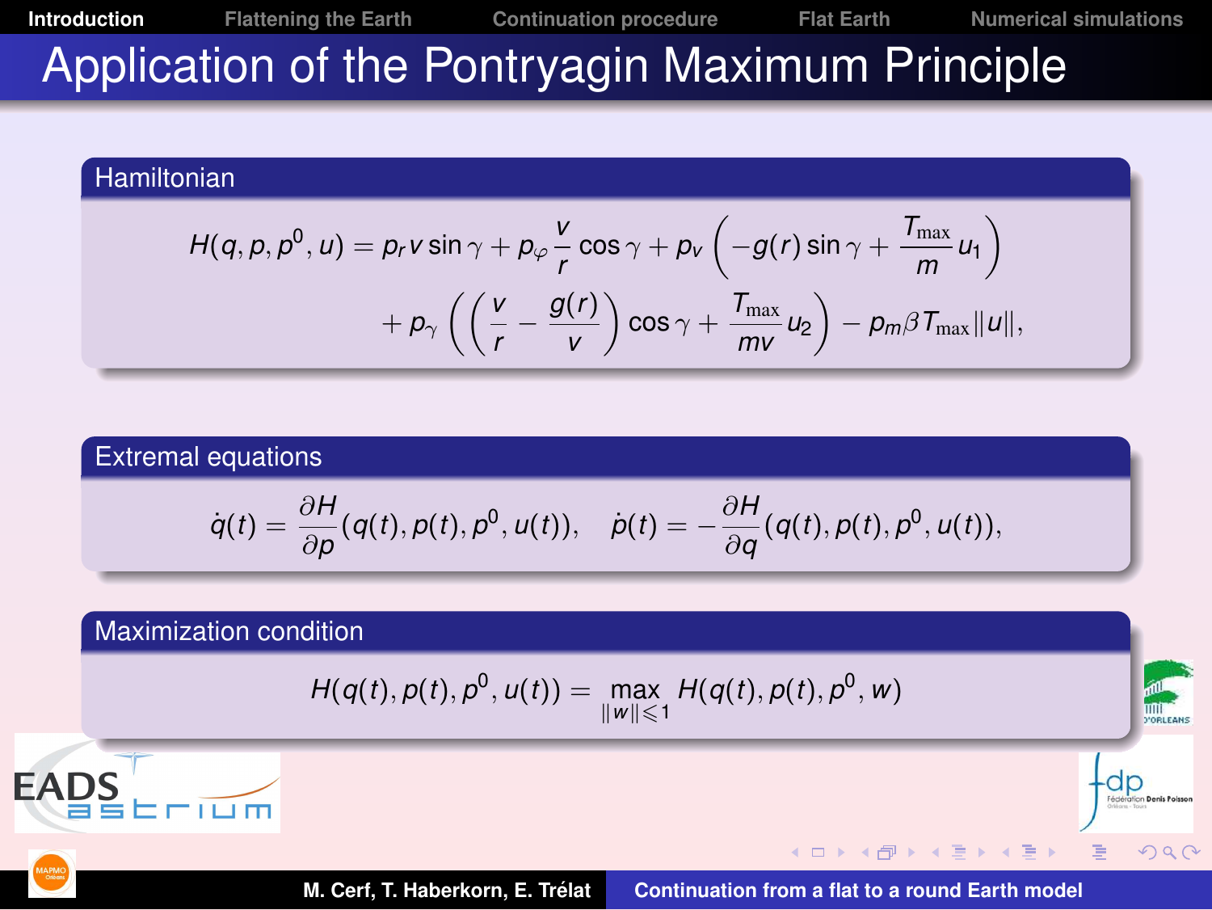# Application of the Pontryagin Maximum Principle

## Hamiltonian

$$H(q,p,p^0,u) = p_r v \sin\gamma + p_\varphi \frac{v}{r}\cos\gamma + p_v\left(-g(r)\sin\gamma + \frac{T_{\max}}{m}u_1\right)$$
$$+ p_\gamma\left(\left(\frac{v}{r} - \frac{g(r)}{v}\right)\cos\gamma + \frac{T_{\max}}{mv}u_2\right) - p_m\beta T_{\max}\|u\|,$$

## Extremal equations

$$\dot q(t) = \frac{\partial H}{\partial p}(q(t),p(t),p^0,u(t)), \quad \dot p(t) = -\frac{\partial H}{\partial q}(q(t),p(t),p^0,u(t)),$$

## Maximization condition

$$H(q(t),p(t),p^0,u(t)) = \max_{\|w\|\leqslant 1} H(q(t),p(t),p^0,w)$$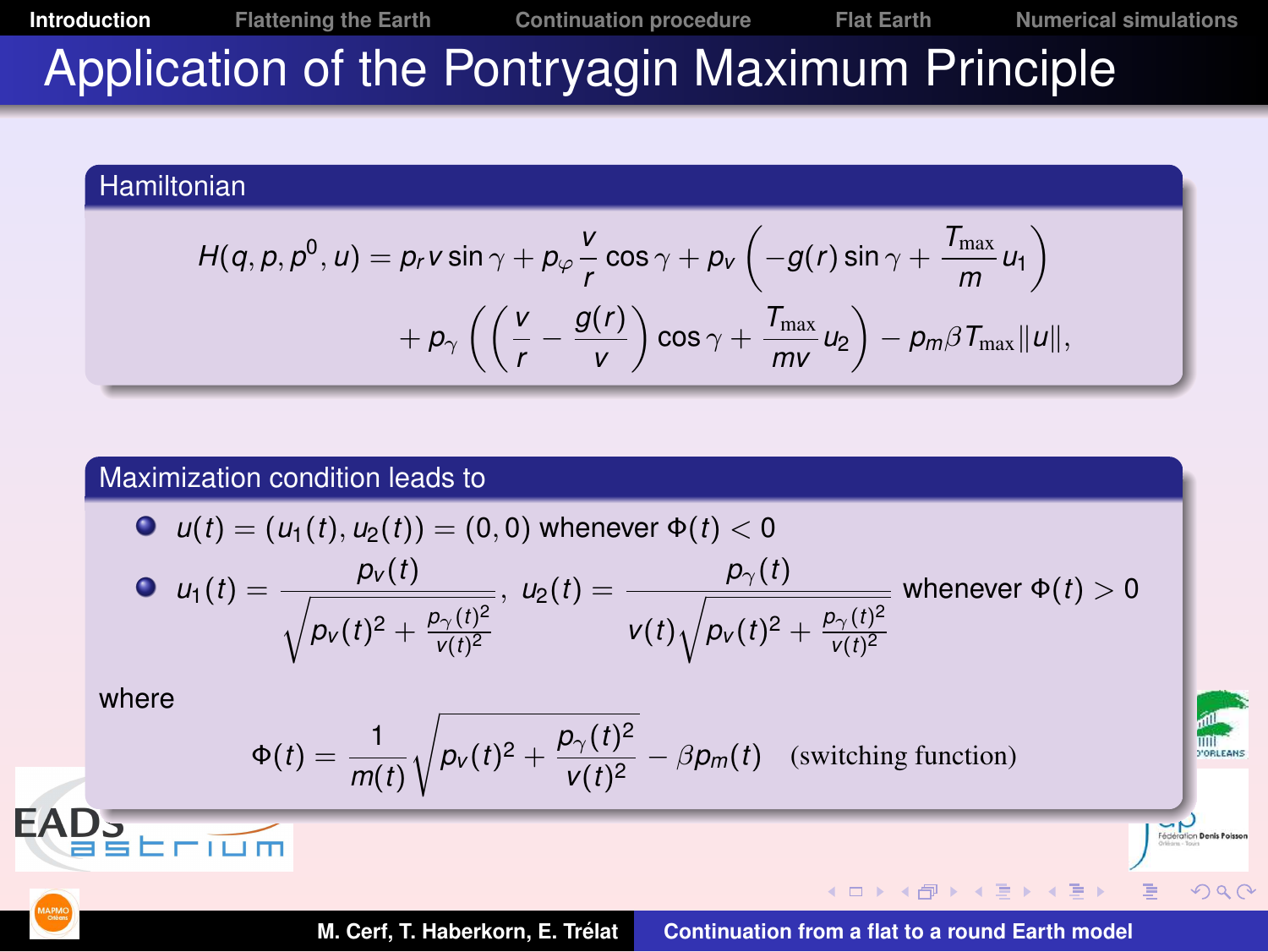# Application of the Pontryagin Maximum Principle

## Hamiltonian

$$H(q,p,p^0,u) = p_r v \sin\gamma + p_\varphi \frac{v}{r}\cos\gamma + p_v\left(-g(r)\sin\gamma + \frac{T_{\max}}{m}u_1\right) + p_\gamma\left(\left(\frac{v}{r} - \frac{g(r)}{v}\right)\cos\gamma + \frac{T_{\max}}{mv}u_2\right) - p_m \beta T_{\max}\|u\|,$$

## Maximization condition leads to

- $u(t) = (u_1(t), u_2(t)) = (0,0)$ whenever $\Phi(t) < 0$
- $u_1(t) = \dfrac{p_v(t)}{\sqrt{p_v(t)^2 + \frac{p_\gamma(t)^2}{v(t)^2}}}$, $u_2(t) = \dfrac{p_\gamma(t)}{v(t)\sqrt{p_v(t)^2 + \frac{p_\gamma(t)^2}{v(t)^2}}}$ whenever $\Phi(t) > 0$

where

$$\Phi(t) = \frac{1}{m(t)}\sqrt{p_v(t)^2 + \frac{p_\gamma(t)^2}{v(t)^2}} - \beta p_m(t) \quad \text{(switching function)}$$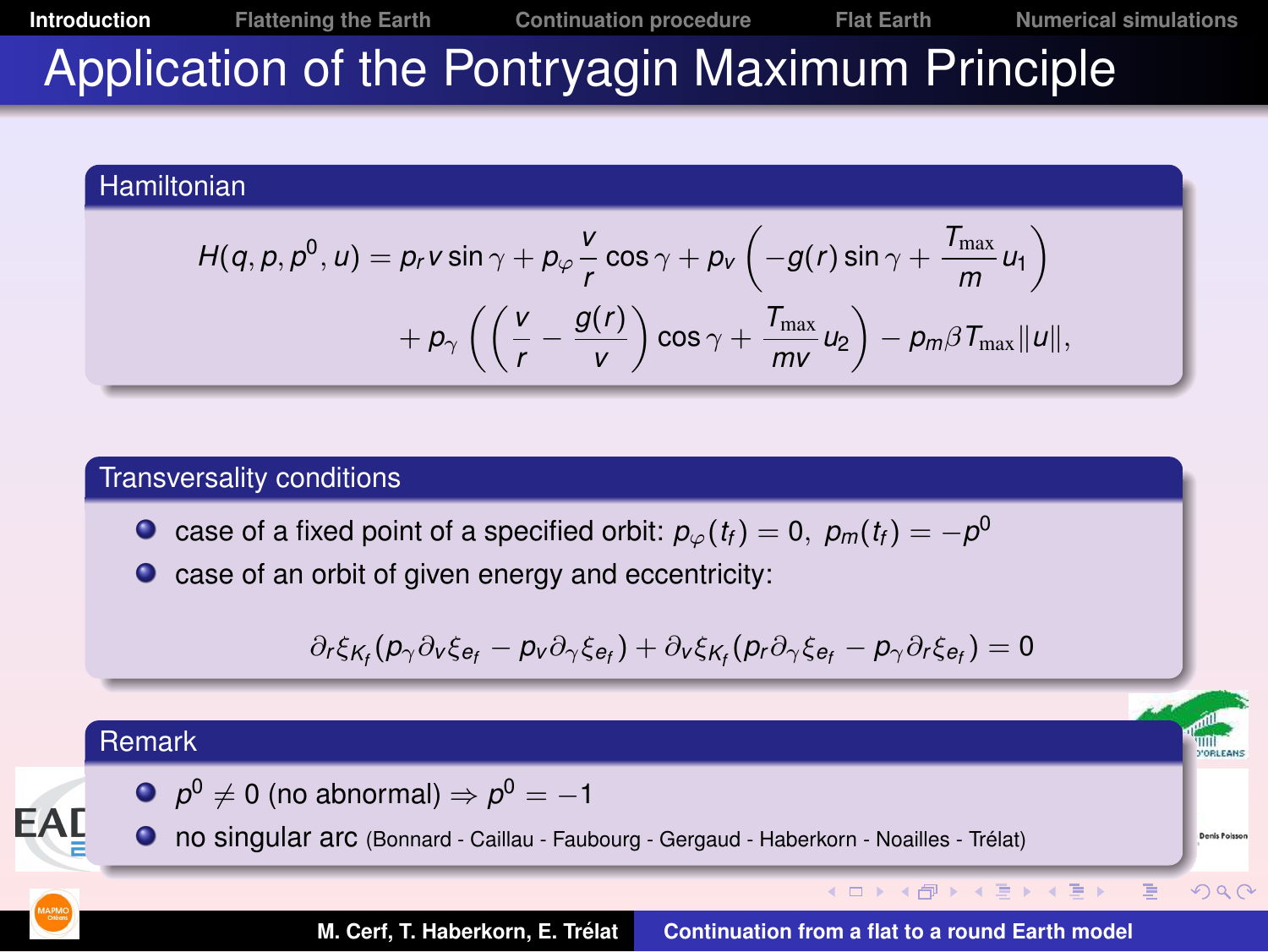# Application of the Pontryagin Maximum Principle

## Hamiltonian

$$H(q,p,p^0,u) = p_r v \sin\gamma + p_\varphi \frac{v}{r}\cos\gamma + p_v\left(-g(r)\sin\gamma + \frac{T_{\max}}{m}u_1\right)$$
$$+ p_\gamma\left(\left(\frac{v}{r} - \frac{g(r)}{v}\right)\cos\gamma + \frac{T_{\max}}{mv}u_2\right) - p_m\beta T_{\max}\|u\|,$$

## Transversality conditions

- case of a fixed point of a specified orbit: $p_\varphi(t_f) = 0,\ p_m(t_f) = -p^0$
- case of an orbit of given energy and eccentricity:

$$\partial_r\xi_{K_f}(p_\gamma\partial_v\xi_{e_f} - p_v\partial_\gamma\xi_{e_f}) + \partial_v\xi_{K_f}(p_r\partial_\gamma\xi_{e_f} - p_\gamma\partial_r\xi_{e_f}) = 0$$

## Remark

- $p^0 \neq 0$ (no abnormal) $\Rightarrow p^0 = -1$
- no singular arc (Bonnard - Caillau - Faubourg - Gergaud - Haberkorn - Noailles - Trélat)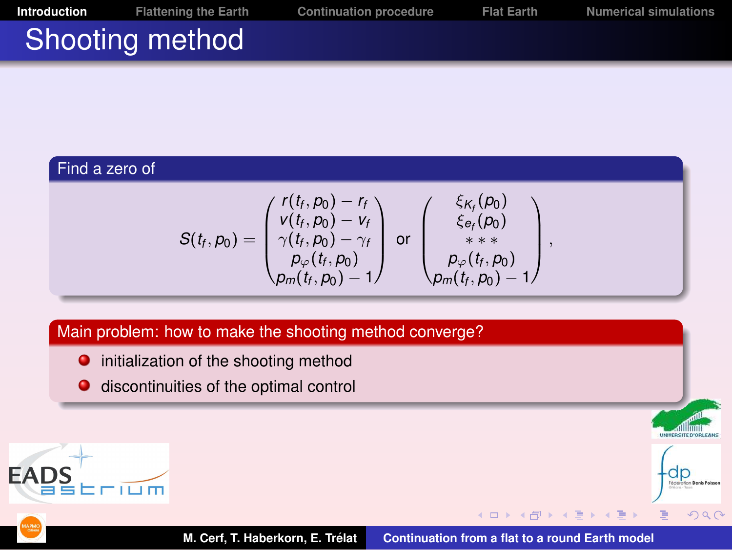# Shooting method

**Find a zero of**

$$S(t_f, p_0) = \begin{pmatrix} r(t_f, p_0) - r_f \\ v(t_f, p_0) - v_f \\ \gamma(t_f, p_0) - \gamma_f \\ p_\varphi(t_f, p_0) \\ p_m(t_f, p_0) - 1 \end{pmatrix} \text{ or } \begin{pmatrix} \xi_{K_f}(p_0) \\ \xi_{e_f}(p_0) \\ * * * \\ p_\varphi(t_f, p_0) \\ p_m(t_f, p_0) - 1 \end{pmatrix},$$

**Main problem: how to make the shooting method converge?**

- initialization of the shooting method
- discontinuities of the optimal control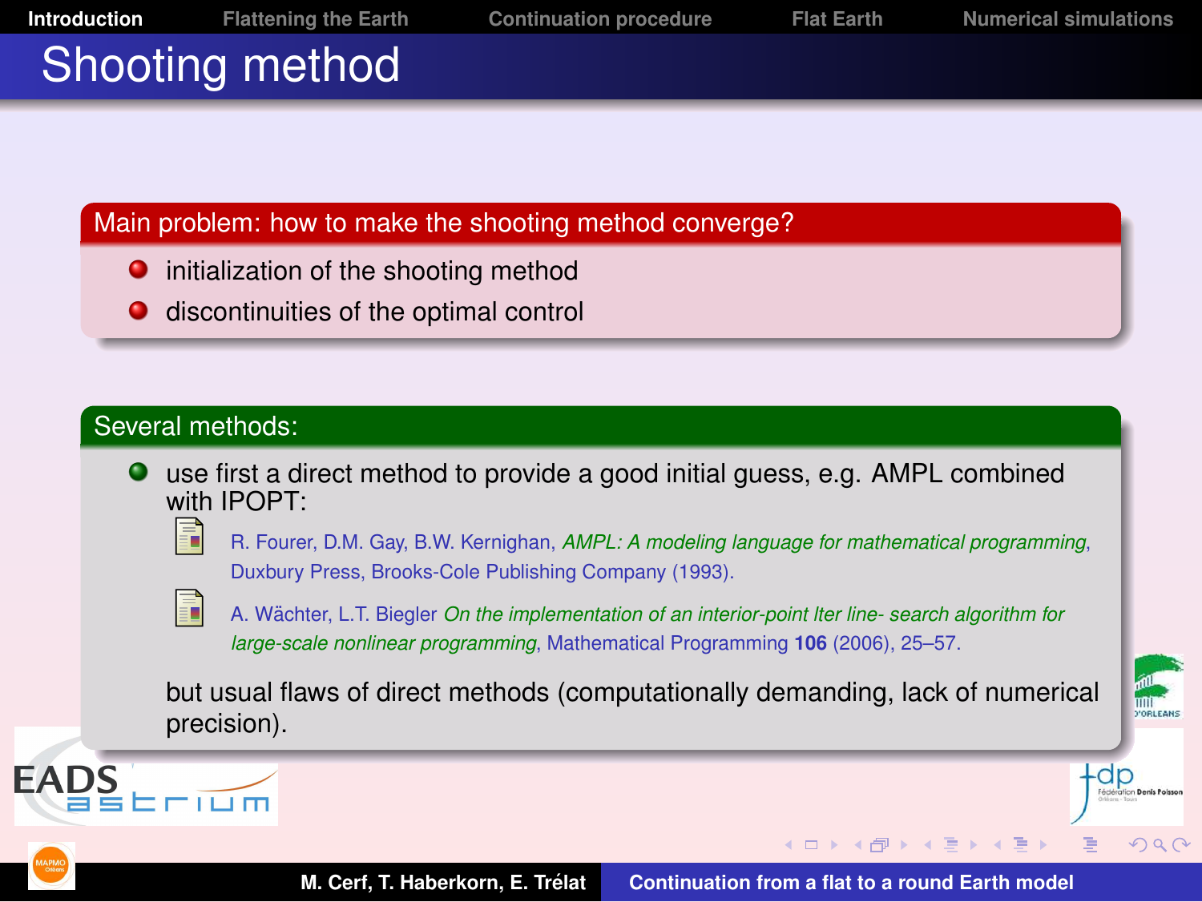# Shooting method

**Main problem: how to make the shooting method converge?**

- initialization of the shooting method
- discontinuities of the optimal control

**Several methods:**

- use first a direct method to provide a good initial guess, e.g. AMPL combined with IPOPT:
  - R. Fourer, D.M. Gay, B.W. Kernighan, *AMPL: A modeling language for mathematical programming*, Duxbury Press, Brooks-Cole Publishing Company (1993).
  - A. Wächter, L.T. Biegler *On the implementation of an interior-point lter line- search algorithm for large-scale nonlinear programming*, Mathematical Programming **106** (2006), 25–57.

  but usual flaws of direct methods (computationally demanding, lack of numerical precision).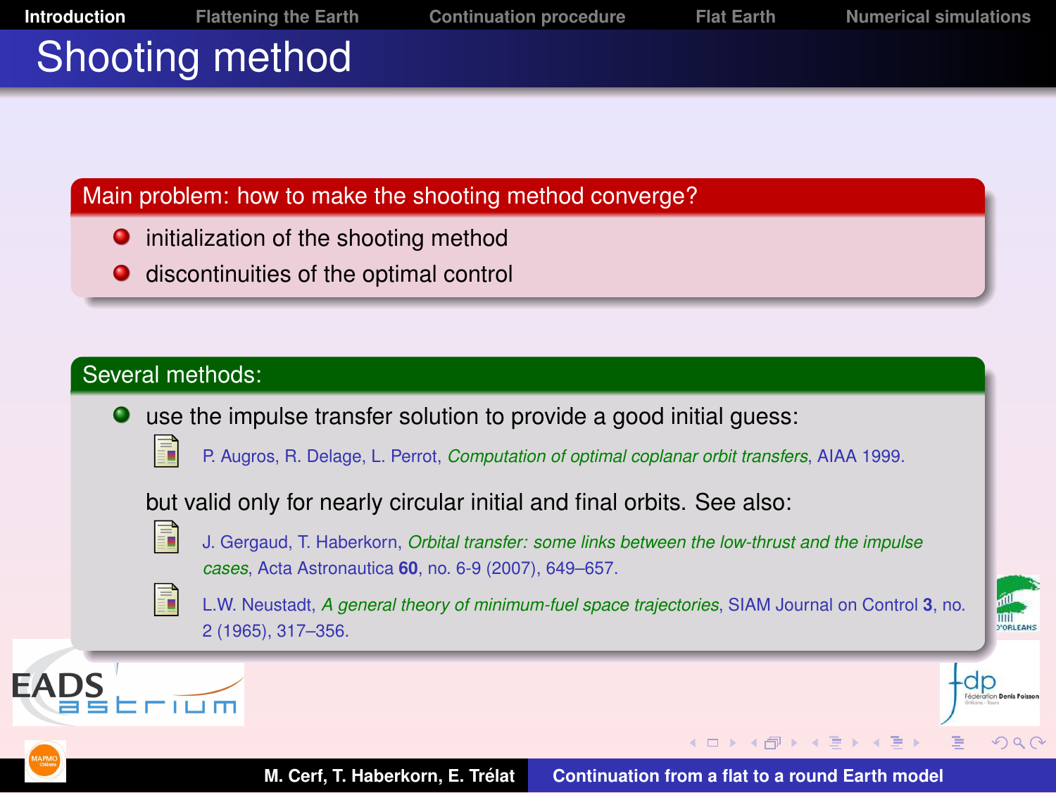# Shooting method

**Main problem: how to make the shooting method converge?**

- initialization of the shooting method
- discontinuities of the optimal control

**Several methods:**

- use the impulse transfer solution to provide a good initial guess:
  - P. Augros, R. Delage, L. Perrot, *Computation of optimal coplanar orbit transfers*, AIAA 1999.

  but valid only for nearly circular initial and final orbits. See also:
  - J. Gergaud, T. Haberkorn, *Orbital transfer: some links between the low-thrust and the impulse cases*, Acta Astronautica **60**, no. 6-9 (2007), 649–657.
  - L.W. Neustadt, *A general theory of minimum-fuel space trajectories*, SIAM Journal on Control **3**, no. 2 (1965), 317–356.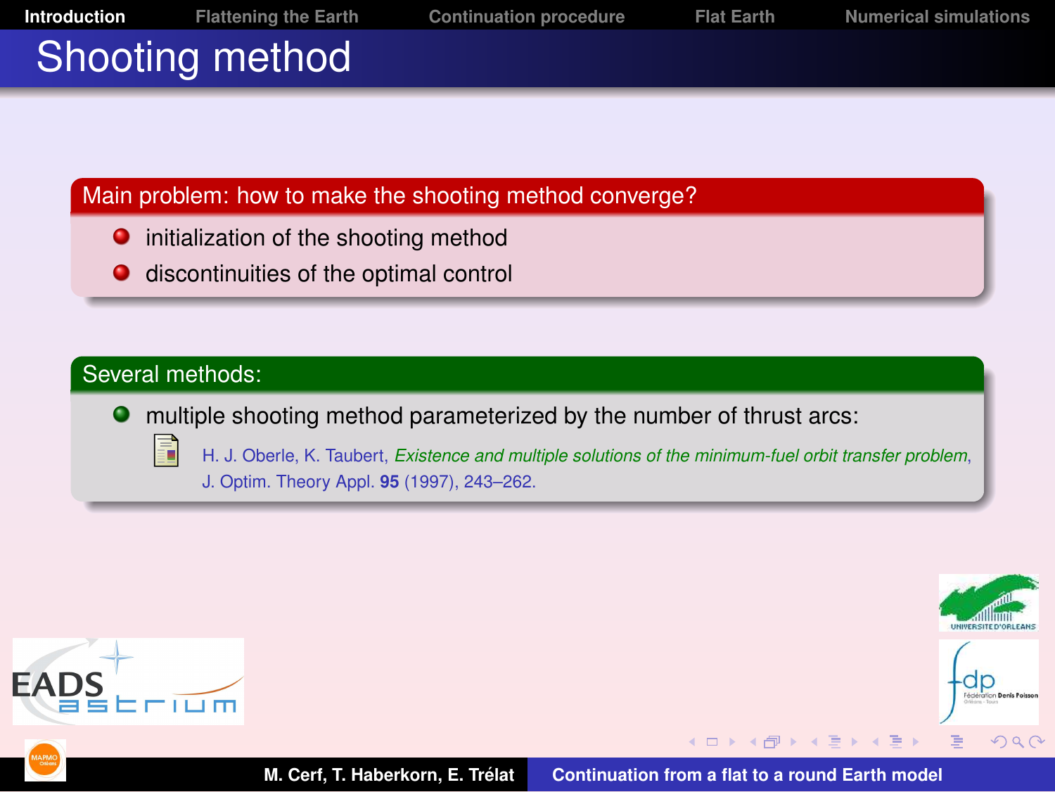# Shooting method

**Main problem: how to make the shooting method converge?**

- initialization of the shooting method
- discontinuities of the optimal control

**Several methods:**

- multiple shooting method parameterized by the number of thrust arcs:

  H. J. Oberle, K. Taubert, *Existence and multiple solutions of the minimum-fuel orbit transfer problem*, J. Optim. Theory Appl. **95** (1997), 243–262.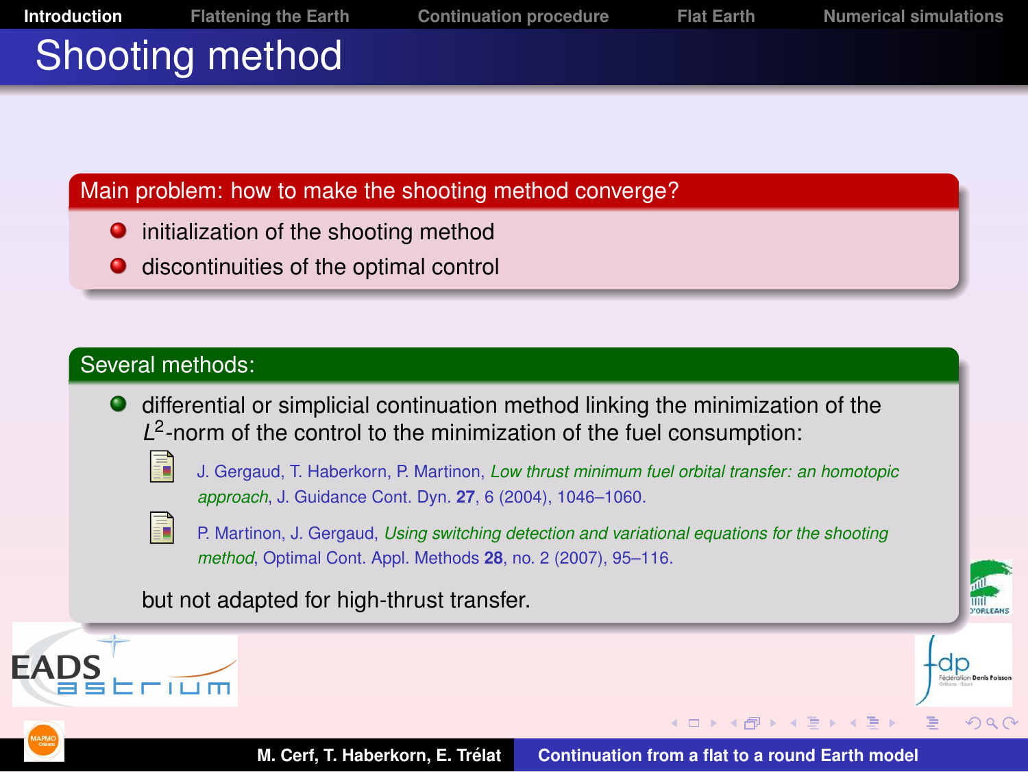# Shooting method

**Main problem: how to make the shooting method converge?**

- initialization of the shooting method
- discontinuities of the optimal control

**Several methods:**

- differential or simplicial continuation method linking the minimization of the $L^2$-norm of the control to the minimization of the fuel consumption:
  - J. Gergaud, T. Haberkorn, P. Martinon, *Low thrust minimum fuel orbital transfer: an homotopic approach*, J. Guidance Cont. Dyn. **27**, 6 (2004), 1046–1060.
  - P. Martinon, J. Gergaud, *Using switching detection and variational equations for the shooting method*, Optimal Cont. Appl. Methods **28**, no. 2 (2007), 95–116.

but not adapted for high-thrust transfer.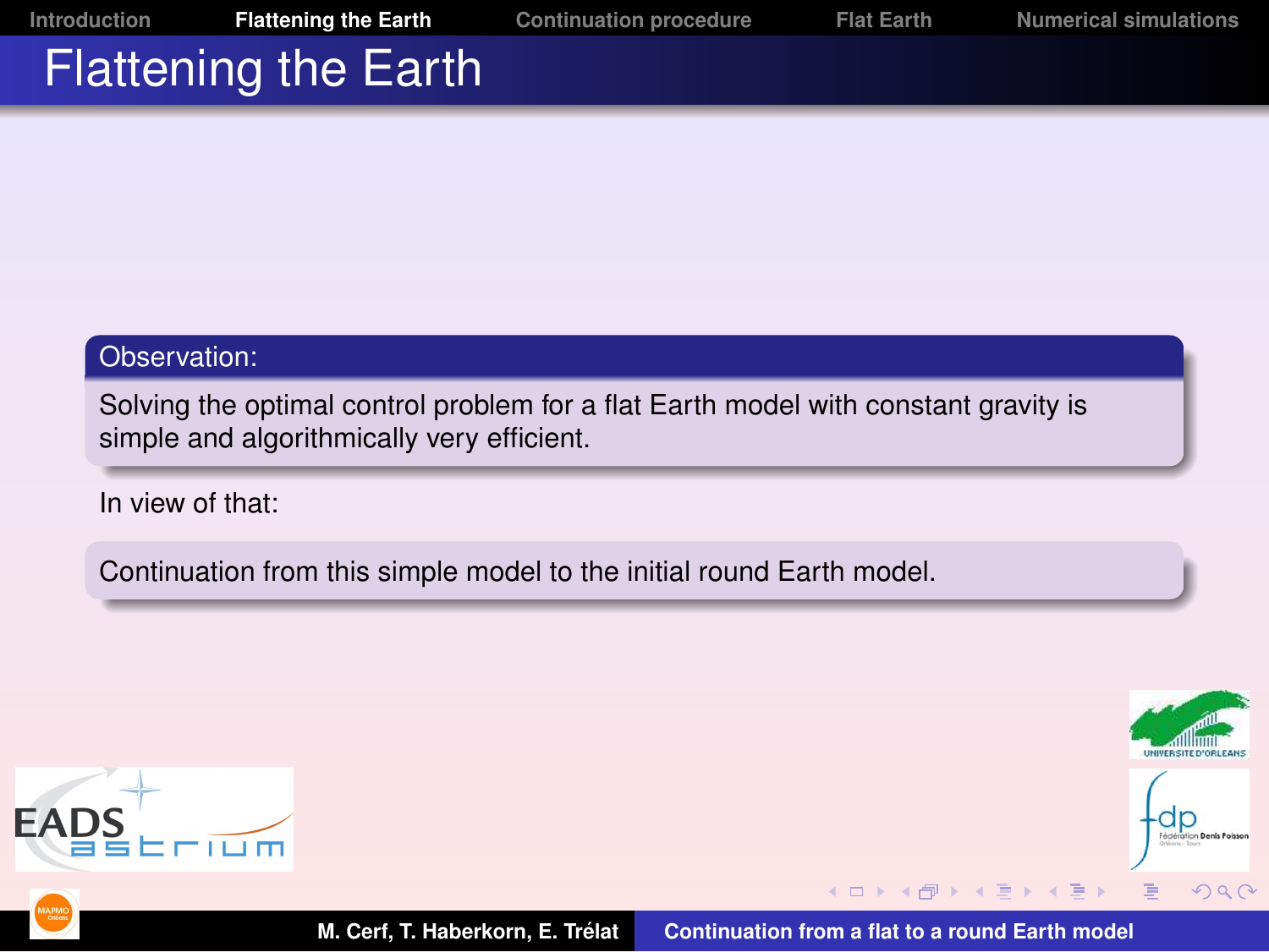# Flattening the Earth

**Observation:**

Solving the optimal control problem for a flat Earth model with constant gravity is simple and algorithmically very efficient.

In view of that:

Continuation from this simple model to the initial round Earth model.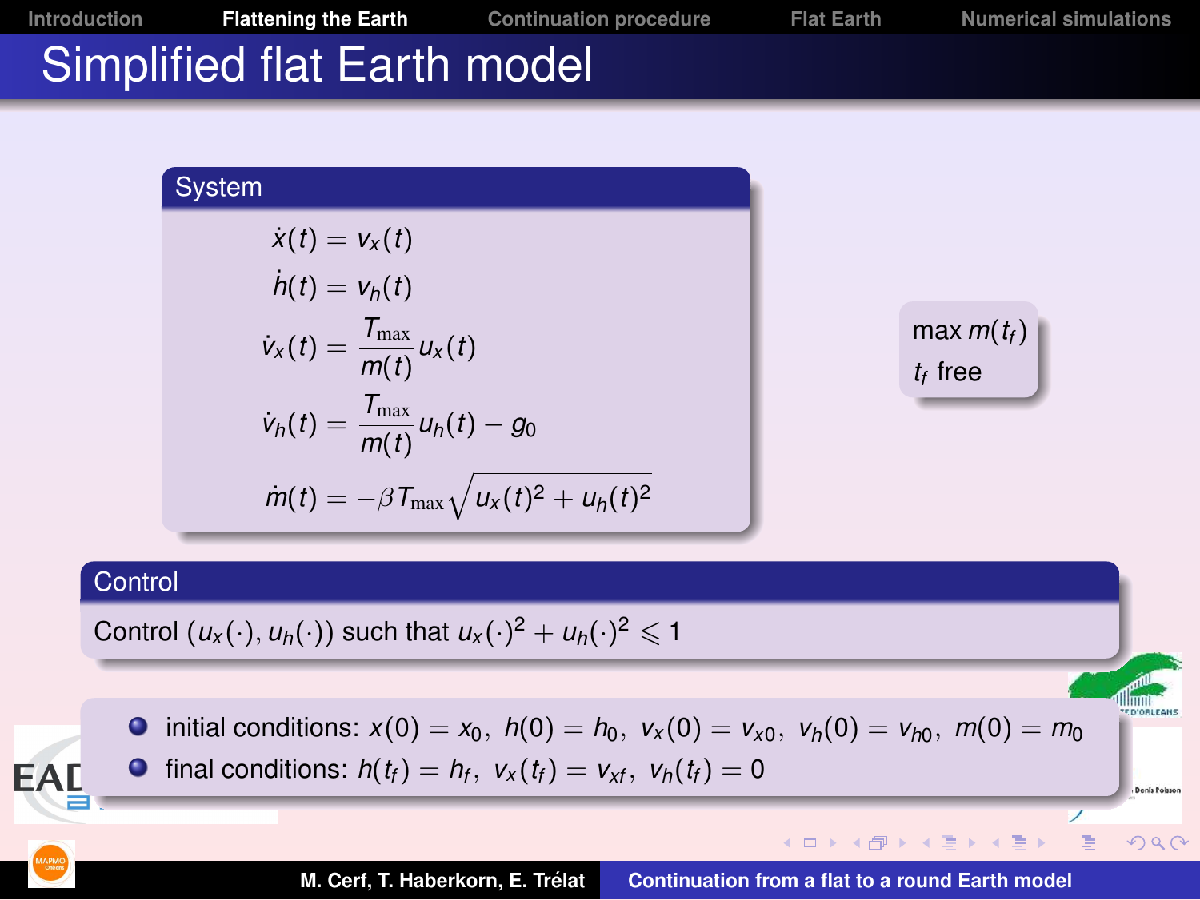# Simplified flat Earth model

### System

$$
\begin{aligned}
\dot{x}(t) &= v_x(t) \\
\dot{h}(t) &= v_h(t) \\
\dot{v}_x(t) &= \frac{T_{\max}}{m(t)} u_x(t) \\
\dot{v}_h(t) &= \frac{T_{\max}}{m(t)} u_h(t) - g_0 \\
\dot{m}(t) &= -\beta T_{\max} \sqrt{u_x(t)^2 + u_h(t)^2}
\end{aligned}
$$

$\max m(t_f)$

$t_f$ free

### Control

Control $(u_x(\cdot), u_h(\cdot))$ such that $u_x(\cdot)^2 + u_h(\cdot)^2 \leqslant 1$

- initial conditions: $x(0) = x_0,\ h(0) = h_0,\ v_x(0) = v_{x0},\ v_h(0) = v_{h0},\ m(0) = m_0$
- final conditions: $h(t_f) = h_f,\ v_x(t_f) = v_{xf},\ v_h(t_f) = 0$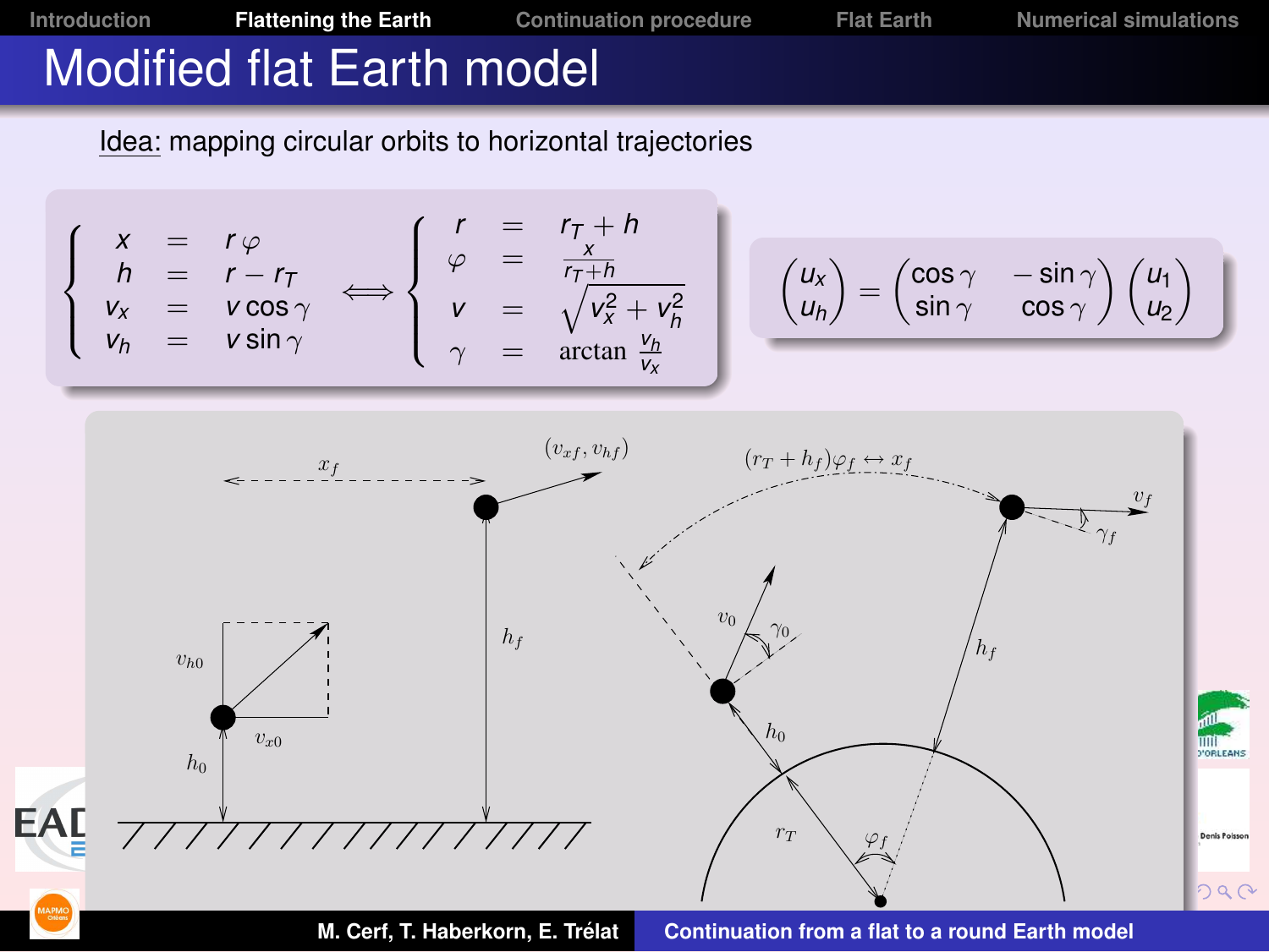# Modified flat Earth model

Idea: mapping circular orbits to horizontal trajectories

$$
\left\{
\begin{array}{rcl}
x &=& r\varphi \\
h &=& r - r_T \\
v_x &=& v\cos\gamma \\
v_h &=& v\sin\gamma
\end{array}
\right.
\iff
\left\{
\begin{array}{rcl}
r &=& r_T + h \\
\varphi &=& \frac{x}{r_T + h} \\
v &=& \sqrt{v_x^2 + v_h^2} \\
\gamma &=& \arctan \frac{v_h}{v_x}
\end{array}
\right.
$$

$$
\begin{pmatrix} u_x \\ u_h \end{pmatrix} = \begin{pmatrix} \cos\gamma & -\sin\gamma \\ \sin\gamma & \cos\gamma \end{pmatrix} \begin{pmatrix} u_1 \\ u_2 \end{pmatrix}
$$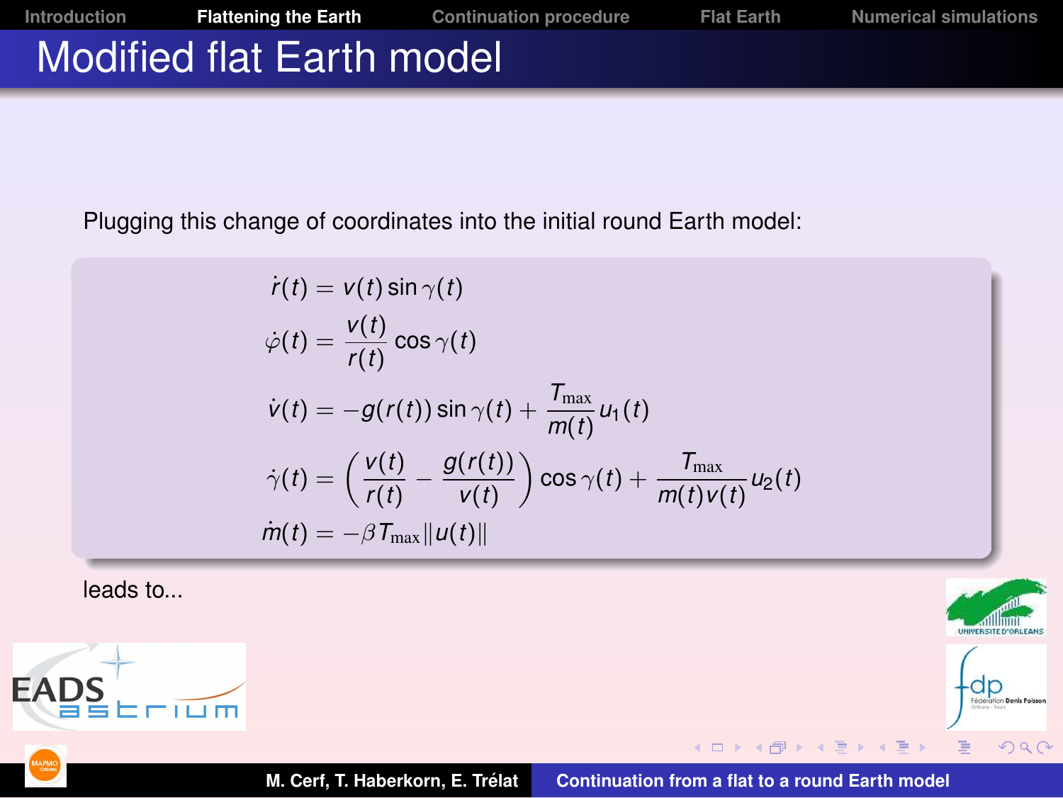# Modified flat Earth model

Plugging this change of coordinates into the initial round Earth model:

$$
\begin{aligned}
\dot{r}(t) &= v(t)\sin\gamma(t) \\
\dot{\varphi}(t) &= \frac{v(t)}{r(t)}\cos\gamma(t) \\
\dot{v}(t) &= -g(r(t))\sin\gamma(t) + \frac{T_{\max}}{m(t)}u_1(t) \\
\dot{\gamma}(t) &= \left(\frac{v(t)}{r(t)} - \frac{g(r(t))}{v(t)}\right)\cos\gamma(t) + \frac{T_{\max}}{m(t)v(t)}u_2(t) \\
\dot{m}(t) &= -\beta T_{\max}\|u(t)\|
\end{aligned}
$$

leads to...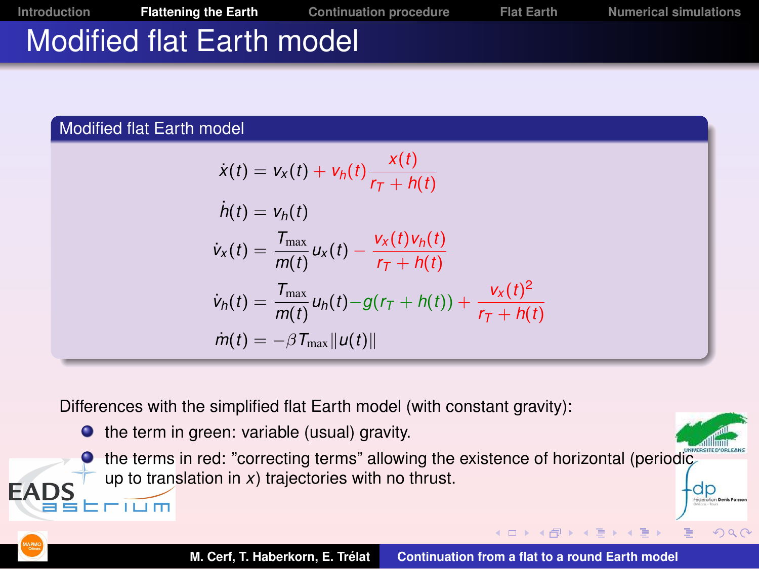# Modified flat Earth model

## Modified flat Earth model

$$
\begin{aligned}
\dot{x}(t) &= v_x(t) + v_h(t)\frac{x(t)}{r_T + h(t)} \\
\dot{h}(t) &= v_h(t) \\
\dot{v}_x(t) &= \frac{T_{\max}}{m(t)} u_x(t) - \frac{v_x(t) v_h(t)}{r_T + h(t)} \\
\dot{v}_h(t) &= \frac{T_{\max}}{m(t)} u_h(t) - g(r_T + h(t)) + \frac{v_x(t)^2}{r_T + h(t)} \\
\dot{m}(t) &= -\beta T_{\max} \| u(t) \|
\end{aligned}
$$

Differences with the simplified flat Earth model (with constant gravity):

- the term in green: variable (usual) gravity.
- the terms in red: "correcting terms" allowing the existence of horizontal (periodic up to translation in $x$) trajectories with no thrust.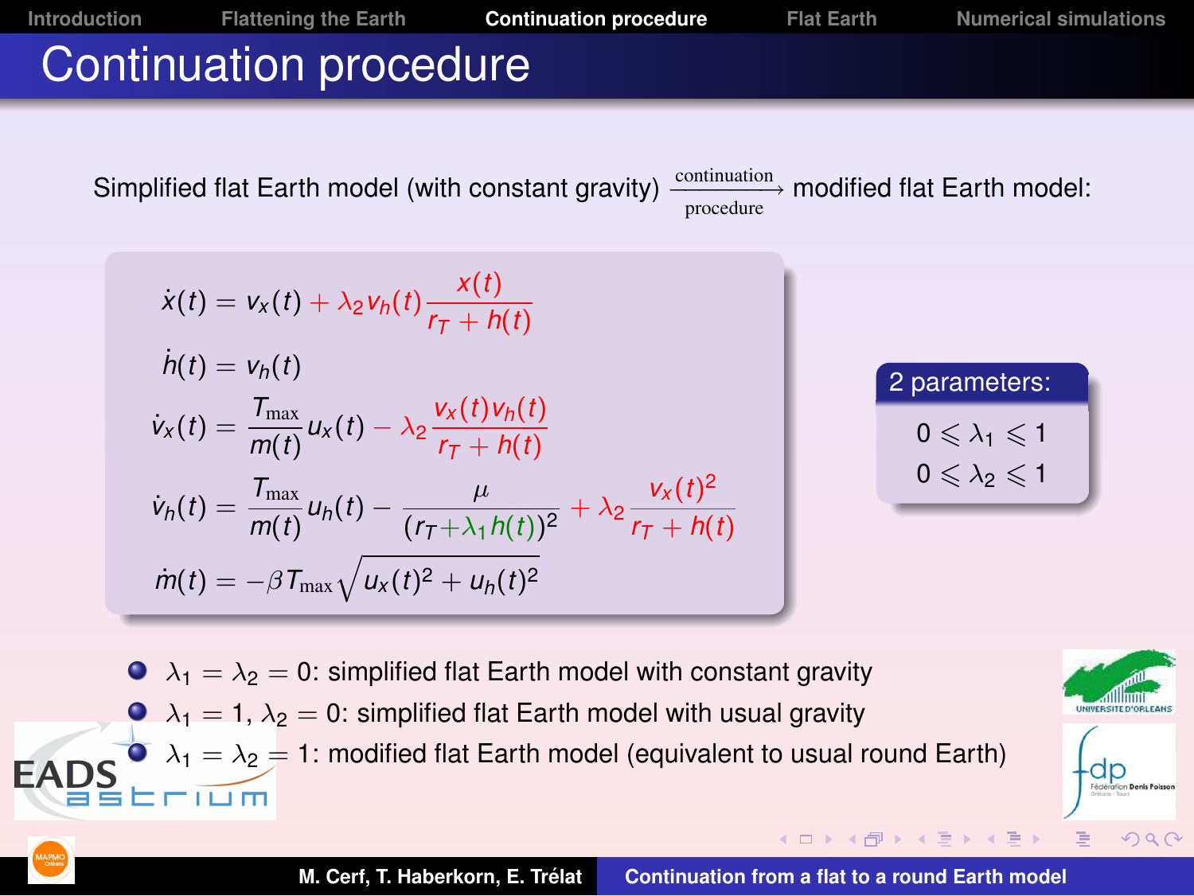# Continuation procedure

Simplified flat Earth model (with constant gravity) $\xrightarrow[\text{procedure}]{\text{continuation}}$ modified flat Earth model:

$$
\begin{aligned}
\dot{x}(t) &= v_x(t) + \lambda_2 v_h(t) \frac{x(t)}{r_T + h(t)} \\
\dot{h}(t) &= v_h(t) \\
\dot{v}_x(t) &= \frac{T_{\max}}{m(t)} u_x(t) - \lambda_2 \frac{v_x(t) v_h(t)}{r_T + h(t)} \\
\dot{v}_h(t) &= \frac{T_{\max}}{m(t)} u_h(t) - \frac{\mu}{(r_T + \lambda_1 h(t))^2} + \lambda_2 \frac{v_x(t)^2}{r_T + h(t)} \\
\dot{m}(t) &= -\beta T_{\max} \sqrt{u_x(t)^2 + u_h(t)^2}
\end{aligned}
$$

**2 parameters:**

$0 \leqslant \lambda_1 \leqslant 1$

$0 \leqslant \lambda_2 \leqslant 1$

- $\lambda_1 = \lambda_2 = 0$: simplified flat Earth model with constant gravity
- $\lambda_1 = 1$, $\lambda_2 = 0$: simplified flat Earth model with usual gravity
- $\lambda_1 = \lambda_2 = 1$: modified flat Earth model (equivalent to usual round Earth)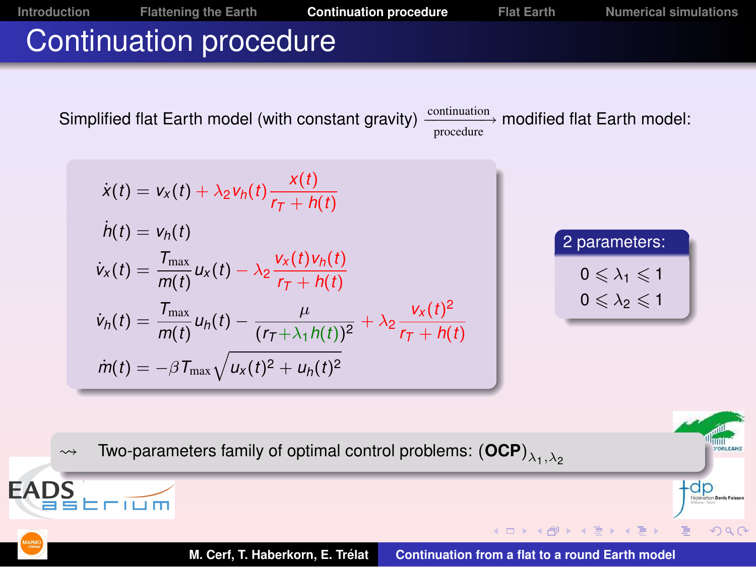# Continuation procedure

Simplified flat Earth model (with constant gravity) $\xrightarrow[\text{procedure}]{\text{continuation}}$ modified flat Earth model:

$$
\begin{aligned}
\dot{x}(t) &= v_x(t) + \lambda_2 v_h(t) \frac{x(t)}{r_T + h(t)} \\
\dot{h}(t) &= v_h(t) \\
\dot{v}_x(t) &= \frac{T_{\max}}{m(t)} u_x(t) - \lambda_2 \frac{v_x(t) v_h(t)}{r_T + h(t)} \\
\dot{v}_h(t) &= \frac{T_{\max}}{m(t)} u_h(t) - \frac{\mu}{(r_T + \lambda_1 h(t))^2} + \lambda_2 \frac{v_x(t)^2}{r_T + h(t)} \\
\dot{m}(t) &= -\beta T_{\max} \sqrt{u_x(t)^2 + u_h(t)^2}
\end{aligned}
$$

**2 parameters:**

$$0 \leqslant \lambda_1 \leqslant 1$$
$$0 \leqslant \lambda_2 \leqslant 1$$

$\rightsquigarrow$ Two-parameters family of optimal control problems: $(\textbf{OCP})_{\lambda_1,\lambda_2}$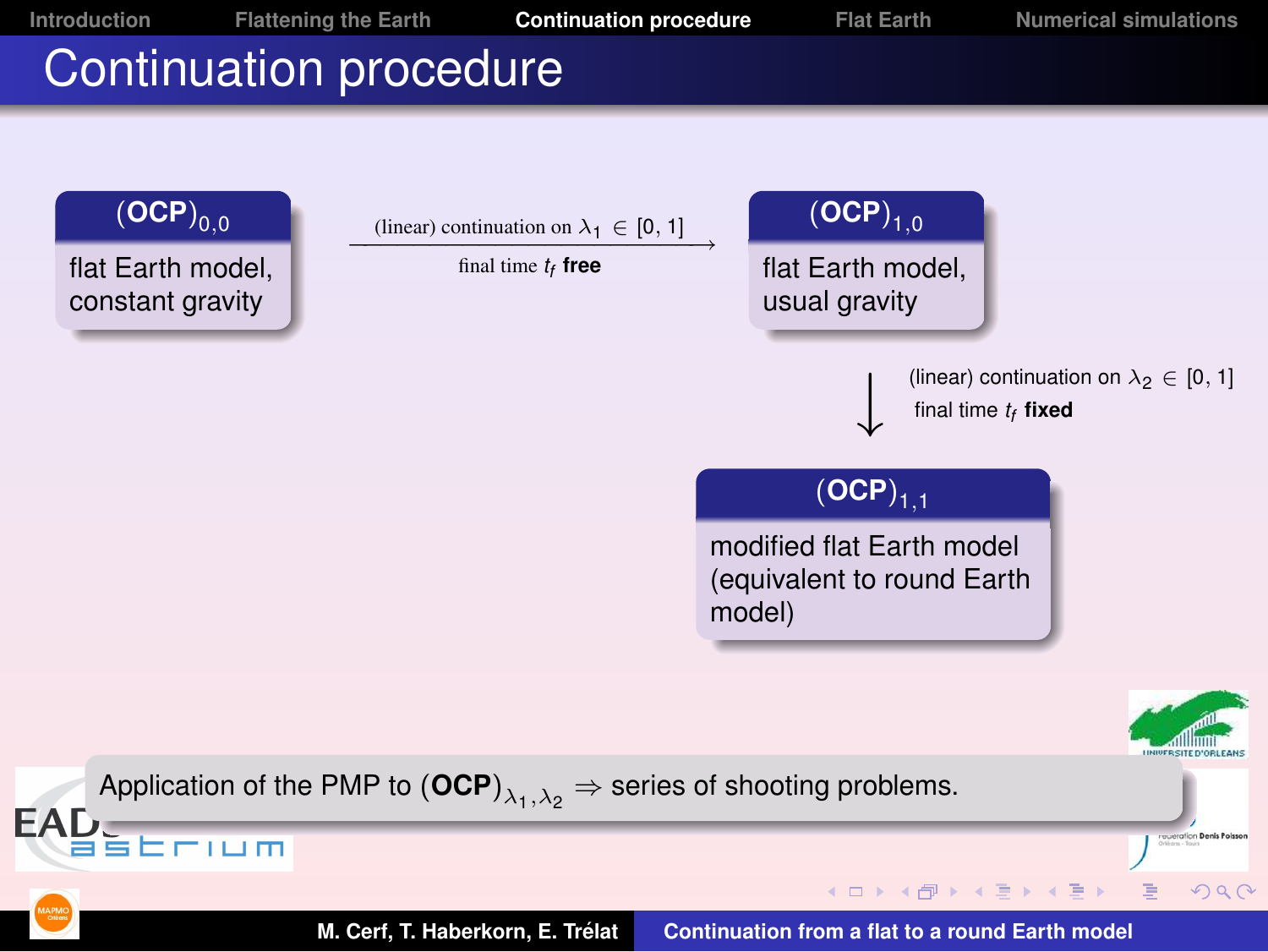# Continuation procedure

**$(\mathbf{OCP})_{0,0}$**

flat Earth model, constant gravity

(linear) continuation on $\lambda_1 \in [0, 1]$ — final time $t_f$ **free** →

**$(\mathbf{OCP})_{1,0}$**

flat Earth model, usual gravity

↓ (linear) continuation on $\lambda_2 \in [0, 1]$ — final time $t_f$ **fixed**

**$(\mathbf{OCP})_{1,1}$**

modified flat Earth model (equivalent to round Earth model)

Application of the PMP to $(\mathbf{OCP})_{\lambda_1,\lambda_2}$ $\Rightarrow$ series of shooting problems.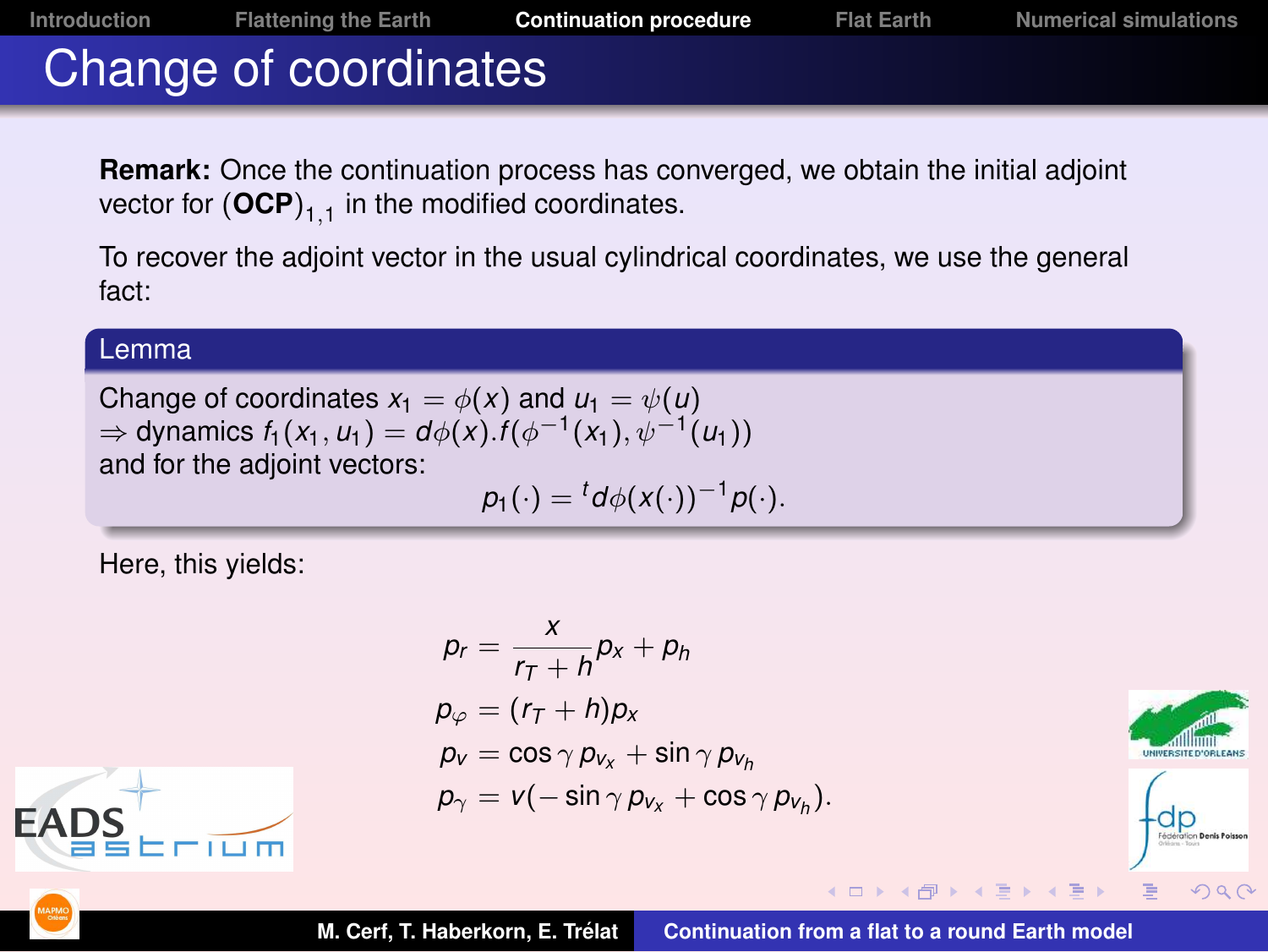# Change of coordinates

**Remark:** Once the continuation process has converged, we obtain the initial adjoint vector for $(\textbf{OCP})_{1,1}$ in the modified coordinates.

To recover the adjoint vector in the usual cylindrical coordinates, we use the general fact:

**Lemma**

Change of coordinates $x_1 = \phi(x)$ and $u_1 = \psi(u)$
$\Rightarrow$ dynamics $f_1(x_1, u_1) = d\phi(x).f(\phi^{-1}(x_1), \psi^{-1}(u_1))$
and for the adjoint vectors:

$$p_1(\cdot) = {}^t d\phi(x(\cdot))^{-1} p(\cdot).$$

Here, this yields:

$$
\begin{aligned}
p_r &= \frac{x}{r_T + h} p_x + p_h \\
p_\varphi &= (r_T + h) p_x \\
p_v &= \cos\gamma \, p_{v_x} + \sin\gamma \, p_{v_h} \\
p_\gamma &= v(-\sin\gamma \, p_{v_x} + \cos\gamma \, p_{v_h}).
\end{aligned}
$$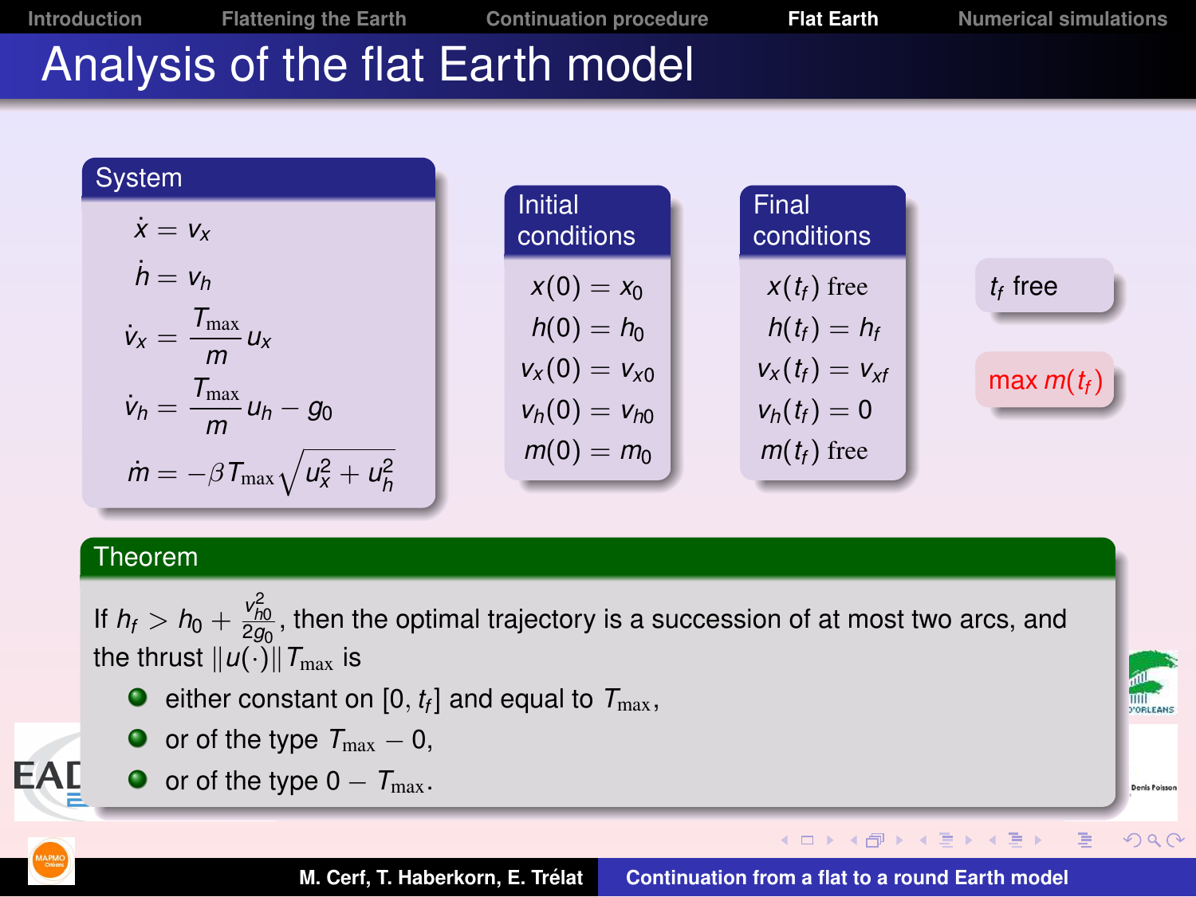# Analysis of the flat Earth model

## System

$$\dot{x} = v_x$$

$$\dot{h} = v_h$$

$$\dot{v}_x = \frac{T_{\max}}{m} u_x$$

$$\dot{v}_h = \frac{T_{\max}}{m} u_h - g_0$$

$$\dot{m} = -\beta T_{\max} \sqrt{u_x^2 + u_h^2}$$

## Initial conditions

$$x(0) = x_0$$

$$h(0) = h_0$$

$$v_x(0) = v_{x0}$$

$$v_h(0) = v_{h0}$$

$$m(0) = m_0$$

## Final conditions

$x(t_f)$ free

$$h(t_f) = h_f$$

$$v_x(t_f) = v_{xf}$$

$$v_h(t_f) = 0$$

$m(t_f)$ free

$t_f$ free

$\max m(t_f)$

## Theorem

If $h_f > h_0 + \frac{v_{h0}^2}{2g_0}$, then the optimal trajectory is a succession of at most two arcs, and the thrust $\|u(\cdot)\| T_{\max}$ is

- either constant on $[0, t_f]$ and equal to $T_{\max}$,
- or of the type $T_{\max} - 0$,
- or of the type $0 - T_{\max}$.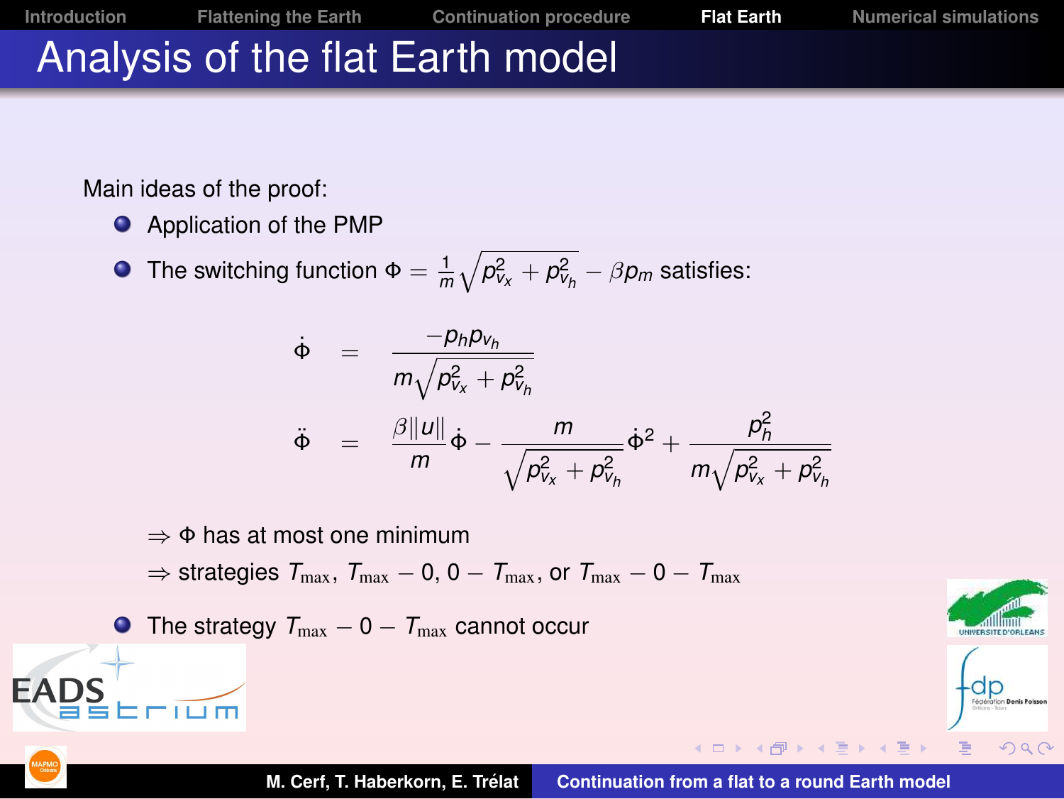# Analysis of the flat Earth model

Main ideas of the proof:

- Application of the PMP
- The switching function $\Phi = \frac{1}{m}\sqrt{p_{v_x}^2 + p_{v_h}^2} - \beta p_m$ satisfies:

$$
\begin{aligned}
\dot{\Phi} &= \frac{-p_h p_{v_h}}{m\sqrt{p_{v_x}^2 + p_{v_h}^2}} \\
\ddot{\Phi} &= \frac{\beta\|u\|}{m}\dot{\Phi} - \frac{m}{\sqrt{p_{v_x}^2 + p_{v_h}^2}}\dot{\Phi}^2 + \frac{p_h^2}{m\sqrt{p_{v_x}^2 + p_{v_h}^2}}
\end{aligned}
$$

$\Rightarrow$ $\Phi$ has at most one minimum

$\Rightarrow$ strategies $T_{\max}$, $T_{\max} - 0$, $0 - T_{\max}$, or $T_{\max} - 0 - T_{\max}$

- The strategy $T_{\max} - 0 - T_{\max}$ cannot occur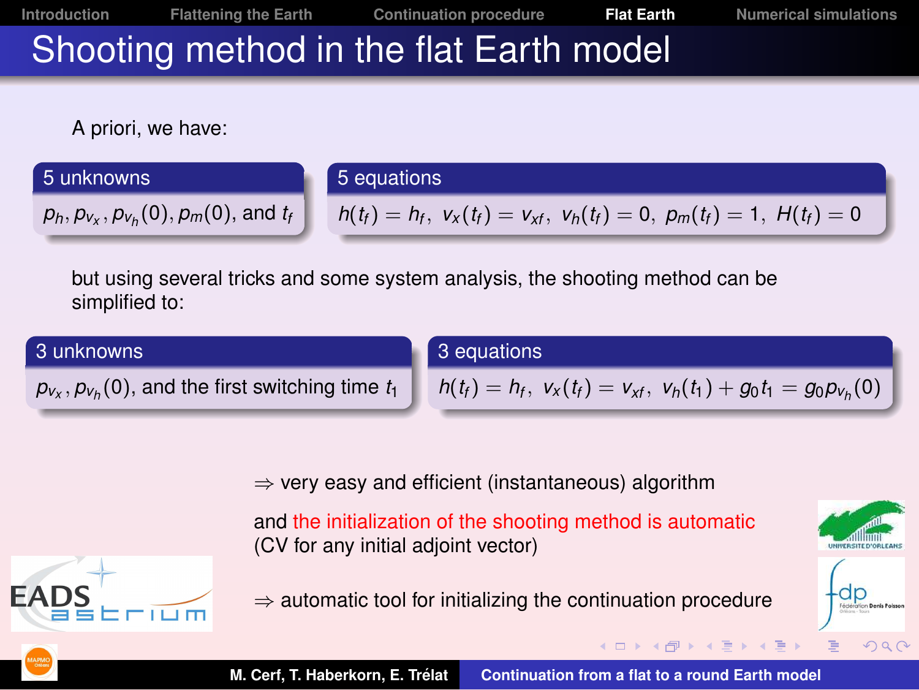# Shooting method in the flat Earth model

A priori, we have:

**5 unknowns**

$p_h, p_{v_x}, p_{v_h}(0), p_m(0)$, and $t_f$

**5 equations**

$h(t_f) = h_f,\ v_x(t_f) = v_{xf},\ v_h(t_f) = 0,\ p_m(t_f) = 1,\ H(t_f) = 0$

but using several tricks and some system analysis, the shooting method can be simplified to:

**3 unknowns**

$p_{v_x}, p_{v_h}(0)$, and the first switching time $t_1$

**3 equations**

$h(t_f) = h_f,\ v_x(t_f) = v_{xf},\ v_h(t_1) + g_0 t_1 = g_0 p_{v_h}(0)$

$\Rightarrow$ very easy and efficient (instantaneous) algorithm

and the initialization of the shooting method is automatic (CV for any initial adjoint vector)

$\Rightarrow$ automatic tool for initializing the continuation procedure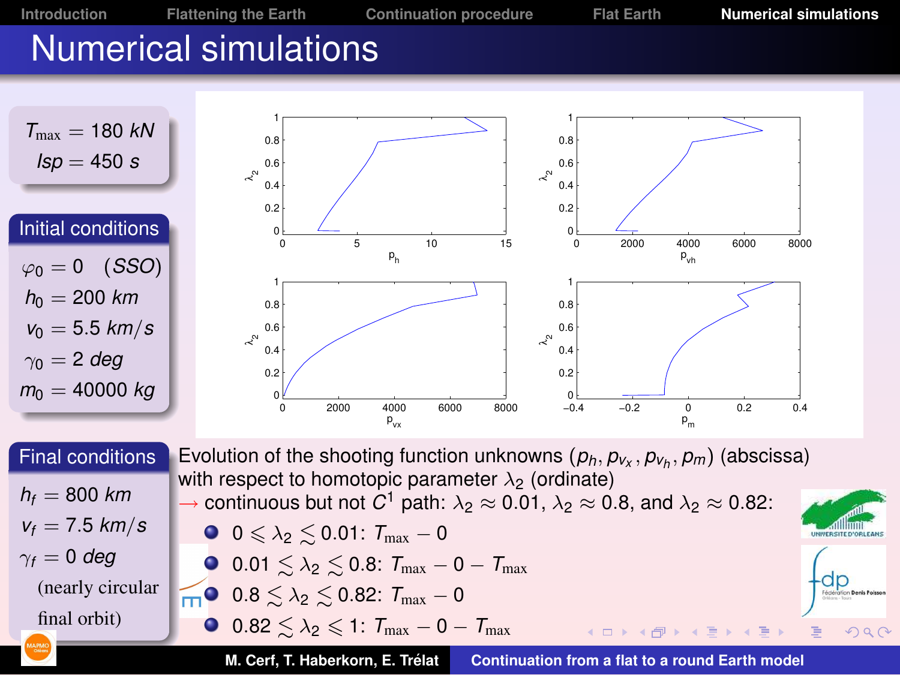# Numerical simulations

$$T_{\max} = 180\ kN$$
$$Isp = 450\ s$$

## Initial conditions

$\varphi_0 = 0 \quad (SSO)$

$h_0 = 200\ km$

$v_0 = 5.5\ km/s$

$\gamma_0 = 2\ deg$

$m_0 = 40000\ kg$

## Final conditions

$h_f = 800\ km$

$v_f = 7.5\ km/s$

$\gamma_f = 0\ deg$

(nearly circular final orbit)

Evolution of the shooting function unknowns $(p_h, p_{v_x}, p_{v_h}, p_m)$ (abscissa) with respect to homotopic parameter $\lambda_2$ (ordinate)

$\rightarrow$ continuous but not $C^1$ path: $\lambda_2 \approx 0.01$, $\lambda_2 \approx 0.8$, and $\lambda_2 \approx 0.82$:

- $0 \leqslant \lambda_2 \lesssim 0.01$: $T_{\max} - 0$
- $0.01 \lesssim \lambda_2 \lesssim 0.8$: $T_{\max} - 0 - T_{\max}$
- $0.8 \lesssim \lambda_2 \lesssim 0.82$: $T_{\max} - 0$
- $0.82 \lesssim \lambda_2 \leqslant 1$: $T_{\max} - 0 - T_{\max}$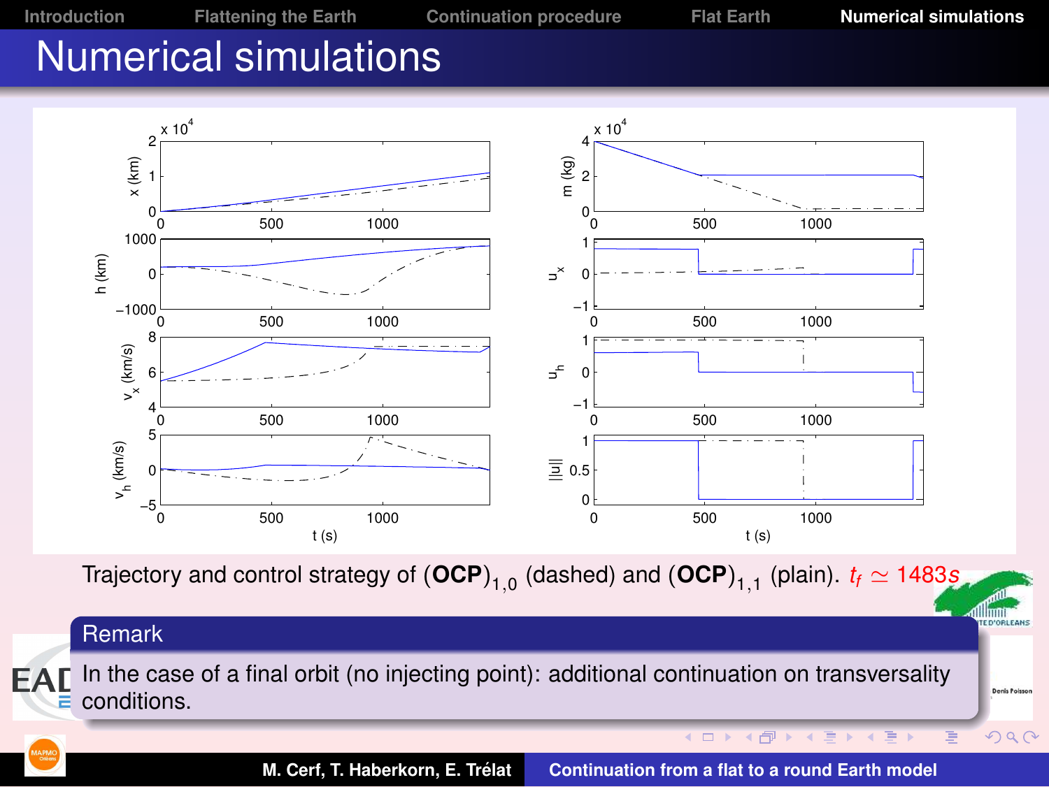# Numerical simulations

Trajectory and control strategy of $(\mathbf{OCP})_{1,0}$ (dashed) and $(\mathbf{OCP})_{1,1}$ (plain). $t_f \simeq 1483s$

**Remark**

In the case of a final orbit (no injecting point): additional continuation on transversality conditions.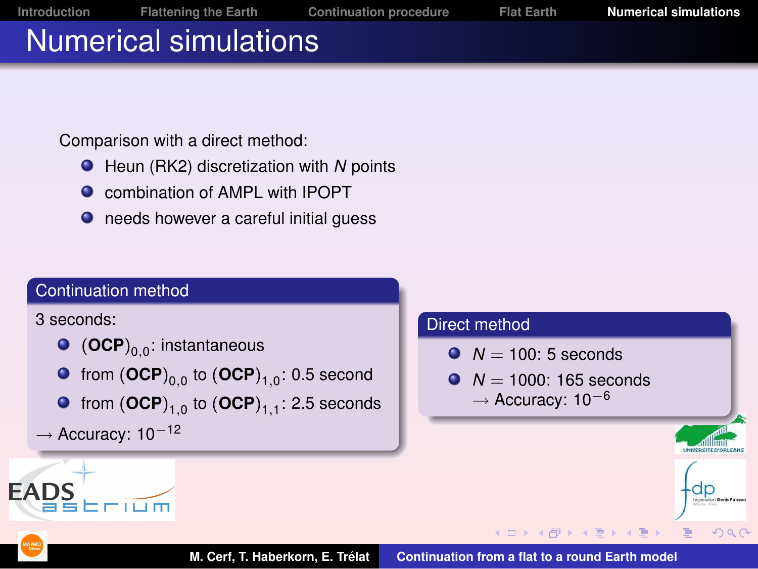# Numerical simulations

Comparison with a direct method:

- Heun (RK2) discretization with $N$ points
- combination of AMPL with IPOPT
- needs however a careful initial guess

### Continuation method

3 seconds:

- $(\mathbf{OCP})_{0,0}$: instantaneous
- from $(\mathbf{OCP})_{0,0}$ to $(\mathbf{OCP})_{1,0}$: 0.5 second
- from $(\mathbf{OCP})_{1,0}$ to $(\mathbf{OCP})_{1,1}$: 2.5 seconds

$\longrightarrow$ Accuracy: $10^{-12}$

### Direct method

- $N = 100$: 5 seconds
- $N = 1000$: 165 seconds
  $\longrightarrow$ Accuracy: $10^{-6}$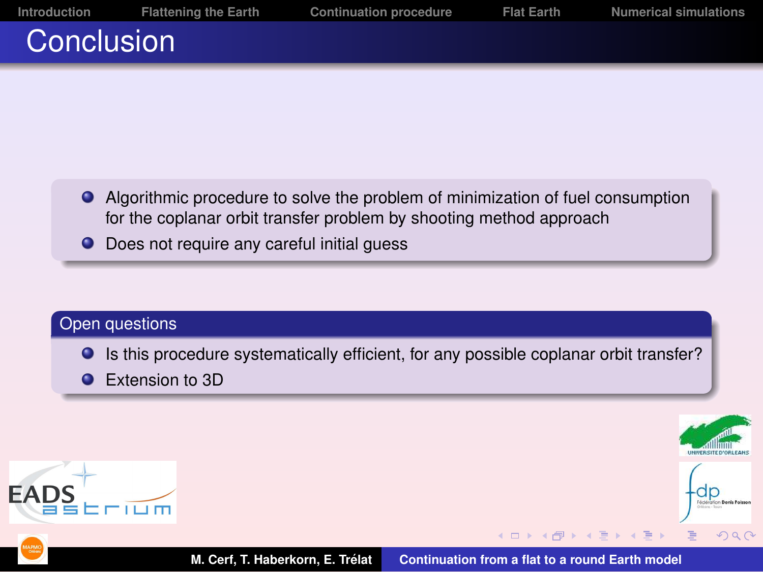# Conclusion

- Algorithmic procedure to solve the problem of minimization of fuel consumption for the coplanar orbit transfer problem by shooting method approach
- Does not require any careful initial guess

## Open questions

- Is this procedure systematically efficient, for any possible coplanar orbit transfer?
- Extension to 3D